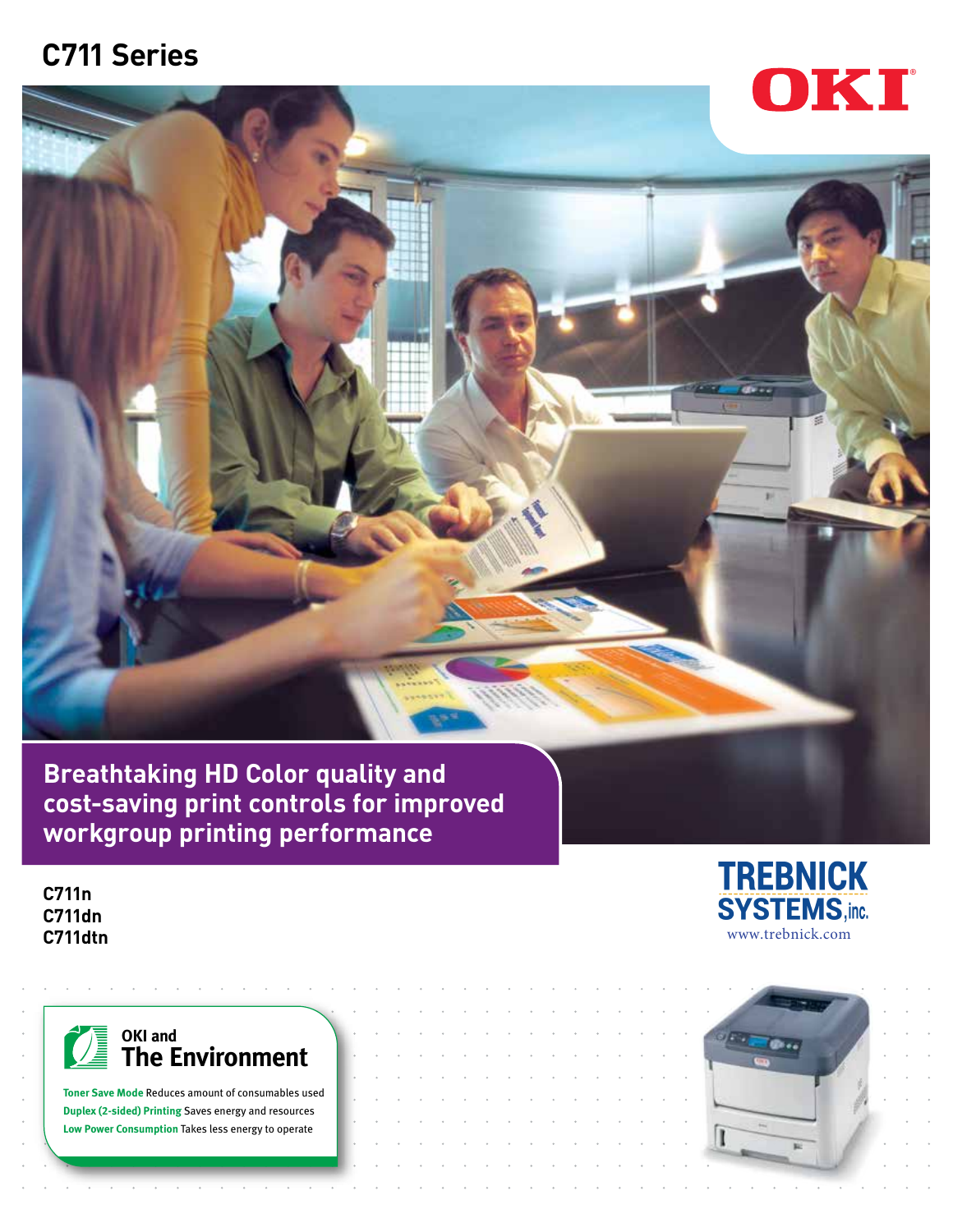# C711 Series

OKI

## Breathtaking HD Color quality and cost-saving print controls for improved workgroup printing performance

**C711n**
**C711dn**
**C711dtn**

TREBNICK SYSTEMS, inc.
www.trebnick.com

### OKI and The Environment

**Toner Save Mode** Reduces amount of consumables used
**Duplex (2-sided) Printing** Saves energy and resources
**Low Power Consumption** Takes less energy to operate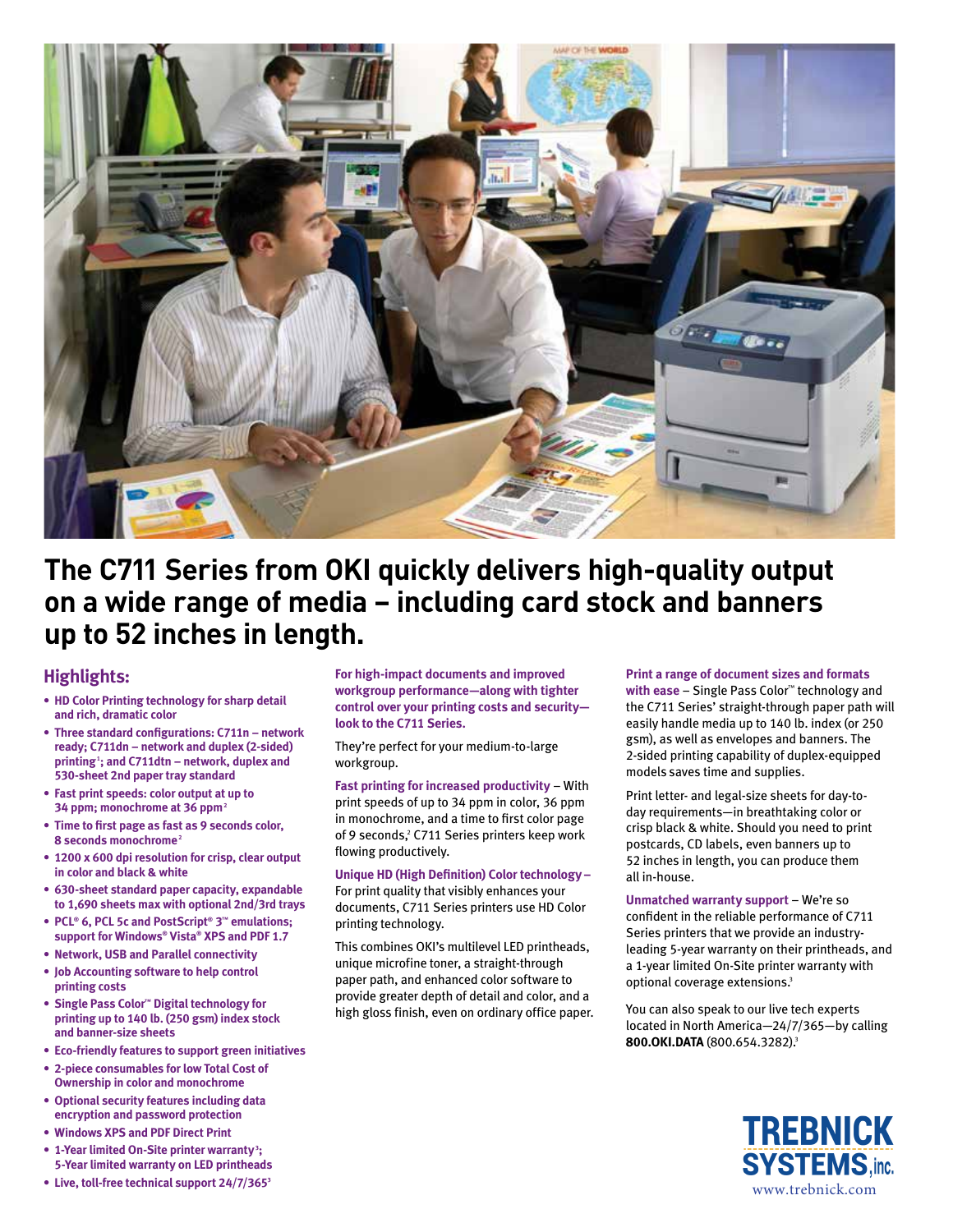# The C711 Series from OKI quickly delivers high-quality output on a wide range of media – including card stock and banners up to 52 inches in length.

## Highlights:

- **HD Color Printing technology for sharp detail and rich, dramatic color**
- **Three standard configurations: C711n – network ready; C711dn – network and duplex (2-sided) printing[1]; and C711dtn – network, duplex and 530-sheet 2nd paper tray standard**
- **Fast print speeds: color output at up to 34 ppm; monochrome at 36 ppm[2]**
- **Time to first page as fast as 9 seconds color, 8 seconds monochrome[2]**
- **1200 x 600 dpi resolution for crisp, clear output in color and black & white**
- **630-sheet standard paper capacity, expandable to 1,690 sheets max with optional 2nd/3rd trays**
- **PCL® 6, PCL 5c and PostScript® 3™ emulations; support for Windows® Vista® XPS and PDF 1.7**
- **Network, USB and Parallel connectivity**
- **Job Accounting software to help control printing costs**
- **Single Pass Color™ Digital technology for printing up to 140 lb. (250 gsm) index stock and banner-size sheets**
- **Eco-friendly features to support green initiatives**
- **2-piece consumables for low Total Cost of Ownership in color and monochrome**
- **Optional security features including data encryption and password protection**
- **Windows XPS and PDF Direct Print**
- **1-Year limited On-Site printer warranty[3]; 5-Year limited warranty on LED printheads**
- **Live, toll-free technical support 24/7/365[3]**

**For high-impact documents and improved workgroup performance—along with tighter control over your printing costs and security—look to the C711 Series.**

They're perfect for your medium-to-large workgroup.

**Fast printing for increased productivity** – With print speeds of up to 34 ppm in color, 36 ppm in monochrome, and a time to first color page of 9 seconds,[2] C711 Series printers keep work flowing productively.

**Unique HD (High Definition) Color technology** – For print quality that visibly enhances your documents, C711 Series printers use HD Color printing technology.

This combines OKI's multilevel LED printheads, unique microfine toner, a straight-through paper path, and enhanced color software to provide greater depth of detail and color, and a high gloss finish, even on ordinary office paper.

**Print a range of document sizes and formats with ease** – Single Pass Color™ technology and the C711 Series' straight-through paper path will easily handle media up to 140 lb. index (or 250 gsm), as well as envelopes and banners. The 2-sided printing capability of duplex-equipped models saves time and supplies.

Print letter- and legal-size sheets for day-to-day requirements—in breathtaking color or crisp black & white. Should you need to print postcards, CD labels, even banners up to 52 inches in length, you can produce them all in-house.

**Unmatched warranty support** – We're so confident in the reliable performance of C711 Series printers that we provide an industry-leading 5-year warranty on their printheads, and a 1-year limited On-Site printer warranty with optional coverage extensions.[3]

You can also speak to our live tech experts located in North America—24/7/365—by calling **800.OKI.DATA** (800.654.3282).[3]

TREBNICK SYSTEMS, inc.
www.trebnick.com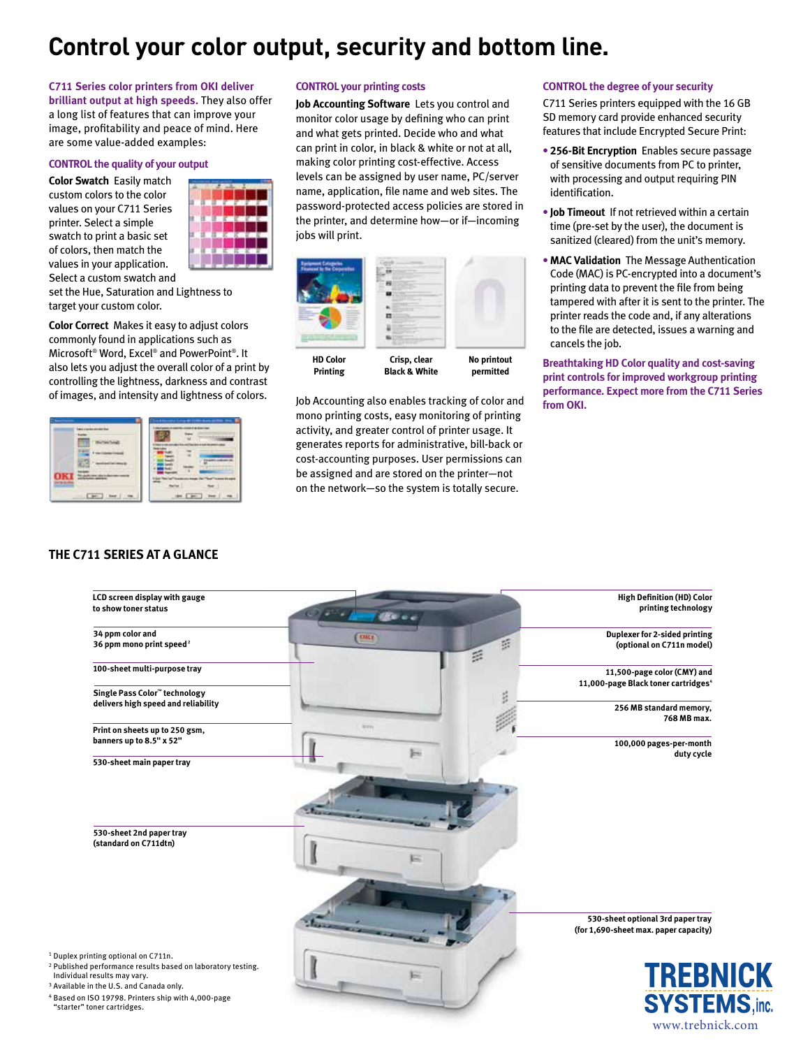# Control your color output, security and bottom line.

**C711 Series color printers from OKI deliver brilliant output at high speeds.** They also offer a long list of features that can improve your image, profitability and peace of mind. Here are some value-added examples:

## CONTROL the quality of your output

**Color Swatch** Easily match custom colors to the color values on your C711 Series printer. Select a simple swatch to print a basic set of colors, then match the values in your application. Select a custom swatch and set the Hue, Saturation and Lightness to target your custom color.

**Color Correct** Makes it easy to adjust colors commonly found in applications such as Microsoft® Word, Excel® and PowerPoint®. It also lets you adjust the overall color of a print by controlling the lightness, darkness and contrast of images, and intensity and lightness of colors.

## CONTROL your printing costs

**Job Accounting Software** Lets you control and monitor color usage by defining who can print and what gets printed. Decide who and what can print in color, in black & white or not at all, making color printing cost-effective. Access levels can be assigned by user name, PC/server name, application, file name and web sites. The password-protected access policies are stored in the printer, and determine how—or if—incoming jobs will print.

HD Color Printing | Crisp, clear Black & White | No printout permitted

Job Accounting also enables tracking of color and mono printing costs, easy monitoring of printing activity, and greater control of printer usage. It generates reports for administrative, bill-back or cost-accounting purposes. User permissions can be assigned and are stored on the printer—not on the network—so the system is totally secure.

## CONTROL the degree of your security

C711 Series printers equipped with the 16 GB SD memory card provide enhanced security features that include Encrypted Secure Print:

- **256-Bit Encryption** Enables secure passage of sensitive documents from PC to printer, with processing and output requiring PIN identification.
- **Job Timeout** If not retrieved within a certain time (pre-set by the user), the document is sanitized (cleared) from the unit's memory.
- **MAC Validation** The Message Authentication Code (MAC) is PC-encrypted into a document's printing data to prevent the file from being tampered with after it is sent to the printer. The printer reads the code and, if any alterations to the file are detected, issues a warning and cancels the job.

**Breathtaking HD Color quality and cost-saving print controls for improved workgroup printing performance. Expect more from the C711 Series from OKI.**

## THE C711 SERIES AT A GLANCE

- LCD screen display with gauge to show toner status
- 34 ppm color and 36 ppm mono print speed[2]
- 100-sheet multi-purpose tray
- Single Pass Color™ technology delivers high speed and reliability
- Print on sheets up to 250 gsm, banners up to 8.5" x 52"
- 530-sheet main paper tray
- 530-sheet 2nd paper tray (standard on C711dtn)
- High Definition (HD) Color printing technology
- Duplexer for 2-sided printing (optional on C711n model)
- 11,500-page color (CMY) and 11,000-page Black toner cartridges[4]
- 256 MB standard memory, 768 MB max.
- 100,000 pages-per-month duty cycle
- 530-sheet optional 3rd paper tray (for 1,690-sheet max. paper capacity)

[1] Duplex printing optional on C711n.
[2] Published performance results based on laboratory testing. Individual results may vary.
[3] Available in the U.S. and Canada only.
[4] Based on ISO 19798. Printers ship with 4,000-page "starter" toner cartridges.

TREBNICK SYSTEMS, Inc.
www.trebnick.com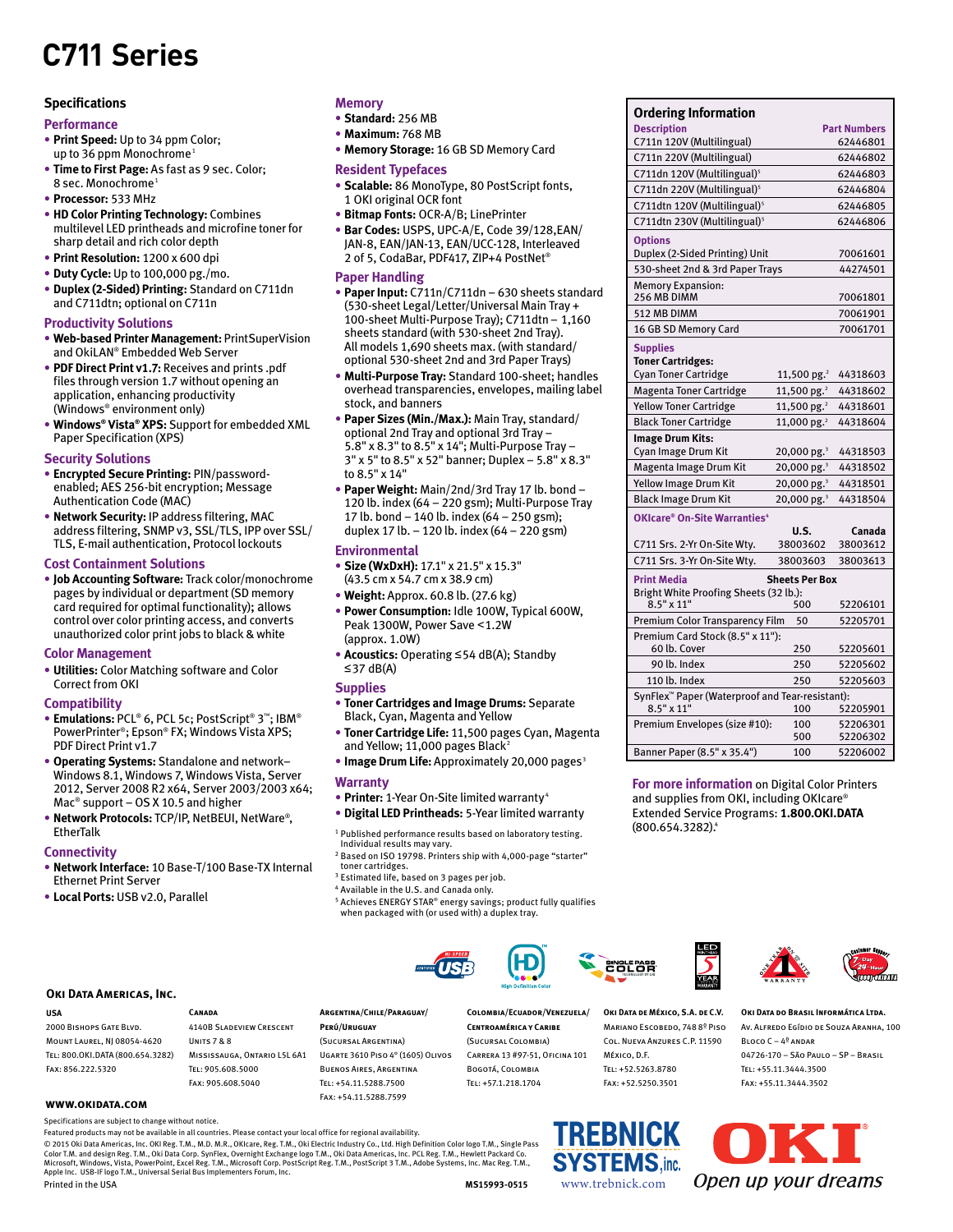# C711 Series

## Specifications

### Performance

- **Print Speed:** Up to 34 ppm Color; up to 36 ppm Monochrome[1]
- **Time to First Page:** As fast as 9 sec. Color; 8 sec. Monochrome[1]
- **Processor:** 533 MHz
- **HD Color Printing Technology:** Combines multilevel LED printheads and microfine toner for sharp detail and rich color depth
- **Print Resolution:** 1200 x 600 dpi
- **Duty Cycle:** Up to 100,000 pg./mo.
- **Duplex (2-Sided) Printing:** Standard on C711dn and C711dtn; optional on C711n

### Productivity Solutions

- **Web-based Printer Management:** PrintSuperVision and OkiLAN® Embedded Web Server
- **PDF Direct Print v1.7:** Receives and prints .pdf files through version 1.7 without opening an application, enhancing productivity (Windows® environment only)
- **Windows® Vista® XPS:** Support for embedded XML Paper Specification (XPS)

### Security Solutions

- **Encrypted Secure Printing:** PIN/password-enabled; AES 256-bit encryption; Message Authentication Code (MAC)
- **Network Security:** IP address filtering, MAC address filtering, SNMP v3, SSL/TLS, IPP over SSL/TLS, E-mail authentication, Protocol lockouts

### Cost Containment Solutions

- **Job Accounting Software:** Track color/monochrome pages by individual or department (SD memory card required for optimal functionality); allows control over color printing access, and converts unauthorized color print jobs to black & white

### Color Management

- **Utilities:** Color Matching software and Color Correct from OKI

### Compatibility

- **Emulations:** PCL® 6, PCL 5c; PostScript® 3™; IBM® PowerPrinter®; Epson® FX; Windows Vista XPS; PDF Direct Print v1.7
- **Operating Systems:** Standalone and network–Windows 8.1, Windows 7, Windows Vista, Server 2012, Server 2008 R2 x64, Server 2003/2003 x64; Mac® support – OS X 10.5 and higher
- **Network Protocols:** TCP/IP, NetBEUI, NetWare®, EtherTalk

### Connectivity

- **Network Interface:** 10 Base-T/100 Base-TX Internal Ethernet Print Server
- **Local Ports:** USB v2.0, Parallel

### Memory

- **Standard:** 256 MB
- **Maximum:** 768 MB
- **Memory Storage:** 16 GB SD Memory Card

### Resident Typefaces

- **Scalable:** 86 MonoType, 80 PostScript fonts, 1 OKI original OCR font
- **Bitmap Fonts:** OCR-A/B; LinePrinter
- **Bar Codes:** USPS, UPC-A/E, Code 39/128,EAN/JAN-8, EAN/JAN-13, EAN/UCC-128, Interleaved 2 of 5, CodaBar, PDF417, ZIP+4 PostNet®

### Paper Handling

- **Paper Input:** C711n/C711dn – 630 sheets standard (530-sheet Legal/Letter/Universal Main Tray + 100-sheet Multi-Purpose Tray); C711dtn – 1,160 sheets standard (with 530-sheet 2nd Tray). All models 1,690 sheets max. (with standard/optional 530-sheet 2nd and 3rd Paper Trays)
- **Multi-Purpose Tray:** Standard 100-sheet; handles overhead transparencies, envelopes, mailing label stock, and banners
- **Paper Sizes (Min./Max.):** Main Tray, standard/optional 2nd Tray and optional 3rd Tray – 5.8" x 8.3" to 8.5" x 14"; Multi-Purpose Tray – 3" x 5" to 8.5" x 52" banner; Duplex – 5.8" x 8.3" to 8.5" x 14"
- **Paper Weight:** Main/2nd/3rd Tray 17 lb. bond – 120 lb. index (64 – 220 gsm); Multi-Purpose Tray 17 lb. bond – 140 lb. index (64 – 250 gsm); duplex 17 lb. – 120 lb. index (64 – 220 gsm)

### Environmental

- **Size (WxDxH):** 17.1" x 21.5" x 15.3" (43.5 cm x 54.7 cm x 38.9 cm)
- **Weight:** Approx. 60.8 lb. (27.6 kg)
- **Power Consumption:** Idle 100W, Typical 600W, Peak 1300W, Power Save <1.2W (approx. 1.0W)
- **Acoustics:** Operating ≤54 dB(A); Standby ≤37 dB(A)

### Supplies

- **Toner Cartridges and Image Drums:** Separate Black, Cyan, Magenta and Yellow
- **Toner Cartridge Life:** 11,500 pages Cyan, Magenta and Yellow; 11,000 pages Black[2]
- **Image Drum Life:** Approximately 20,000 pages[3]

### Warranty

- **Printer:** 1-Year On-Site limited warranty[4]
- **Digital LED Printheads:** 5-Year limited warranty

[1] Published performance results based on laboratory testing. Individual results may vary.
[2] Based on ISO 19798. Printers ship with 4,000-page "starter" toner cartridges.
[3] Estimated life, based on 3 pages per job.
[4] Available in the U.S. and Canada only.
[5] Achieves ENERGY STAR® energy savings; product fully qualifies when packaged with (or used with) a duplex tray.

## Ordering Information

| Description | | Part Numbers |
|---|---|---|
| C711n 120V (Multilingual) | | 62446801 |
| C711n 220V (Multilingual) | | 62446802 |
| C711dn 120V (Multilingual)[5] | | 62446803 |
| C711dn 220V (Multilingual)[5] | | 62446804 |
| C711dtn 120V (Multilingual)[5] | | 62446805 |
| C711dtn 230V (Multilingual)[5] | | 62446806 |
| **Options** | | |
| Duplex (2-Sided Printing) Unit | | 70061601 |
| 530-sheet 2nd & 3rd Paper Trays | | 44274501 |
| Memory Expansion: 256 MB DIMM | | 70061801 |
| 512 MB DIMM | | 70061901 |
| 16 GB SD Memory Card | | 70061701 |
| **Supplies** | | |
| **Toner Cartridges:** | | |
| Cyan Toner Cartridge | 11,500 pg.[2] | 44318603 |
| Magenta Toner Cartridge | 11,500 pg.[2] | 44318602 |
| Yellow Toner Cartridge | 11,500 pg.[2] | 44318601 |
| Black Toner Cartridge | 11,000 pg.[2] | 44318604 |
| **Image Drum Kits:** | | |
| Cyan Image Drum Kit | 20,000 pg.[3] | 44318503 |
| Magenta Image Drum Kit | 20,000 pg.[3] | 44318502 |
| Yellow Image Drum Kit | 20,000 pg.[3] | 44318501 |
| Black Image Drum Kit | 20,000 pg.[3] | 44318504 |
| **OKIcare® On-Site Warranties[4]** | **U.S.** | **Canada** |
| C711 Srs. 2-Yr On-Site Wty. | 38003602 | 38003612 |
| C711 Srs. 3-Yr On-Site Wty. | 38003603 | 38003613 |
| **Print Media** | **Sheets Per Box** | |
| Bright White Proofing Sheets (32 lb.): 8.5" x 11" | 500 | 52206101 |
| Premium Color Transparency Film | 50 | 52205701 |
| Premium Card Stock (8.5" x 11"): 60 lb. Cover | 250 | 52205601 |
| 90 lb. Index | 250 | 52205602 |
| 110 lb. Index | 250 | 52205603 |
| SynFlex™ Paper (Waterproof and Tear-resistant): 8.5" x 11" | 100 | 52205901 |
| Premium Envelopes (size #10): | 100 | 52206301 |
| | 500 | 52206302 |
| Banner Paper (8.5" x 35.4") | 100 | 52206002 |

**For more information** on Digital Color Printers and supplies from OKI, including OKIcare® Extended Service Programs: **1.800.OKI.DATA** (800.654.3282).[4]

## Oki Data Americas, Inc.

**USA**
2000 Bishops Gate Blvd.
Mount Laurel, NJ 08054-4620
Tel: 800.OKI.DATA (800.654.3282)
Fax: 856.222.5320

**Canada**
4140B Sladeview Crescent
Units 7 & 8
Mississauga, Ontario L5L 6A1
Tel: 905.608.5000
Fax: 905.608.5040

**Argentina/Chile/Paraguay/Perú/Uruguay**
(Sucursal Argentina)
Ugarte 3610 Piso 4° (1605) Olivos
Buenos Aires, Argentina
Tel: +54.11.5288.7500
Fax: +54.11.5288.7599

**Colombia/Ecuador/Venezuela/Centroamérica y Caribe**
(Sucursal Colombia)
Carrera 13 #97-51, Oficina 101
Bogotá, Colombia
Tel: +57.1.218.1704

**Oki Data de México, S.A. de C.V.**
Mariano Escobedo, 748 8º Piso
Col. Nueva Anzures C.P. 11590
México, D.F.
Tel: +52.5263.8780
Fax: +52.5250.3501

**Oki Data do Brasil Informática Ltda.**
Av. Alfredo Egídio de Souza Aranha, 100
Bloco C – 4º andar
04726-170 – São Paulo – SP – Brasil
Tel: +55.11.3444.3500
Fax: +55.11.3444.3502

**www.okidata.com**

Specifications are subject to change without notice.
Featured products may not be available in all countries. Please contact your local office for regional availability.
© 2015 Oki Data Americas, Inc. OKI Reg. T.M., M.D. M.R., OKIcare, Reg. T.M., Oki Electric Industry Co., Ltd. High Definition Color logo T.M., Single Pass Color T.M. and design Reg. T.M., Oki Data Corp. SynFlex, Overnight Exchange logo T.M., Oki Data Americas, Inc. PCL Reg. T.M., Hewlett Packard Co. Microsoft, Windows, Vista, PowerPoint, Excel Reg. T.M., Microsoft Corp. PostScript Reg. T.M., PostScript 3 T.M., Adobe Systems, Inc. Mac Reg. T.M., Apple Inc. USB-IF logo T.M., Universal Serial Bus Implementers Forum, Inc.
Printed in the USA

MS15993-0515

TREBNICK SYSTEMS, inc.
www.trebnick.com

OKI
Open up your dreams